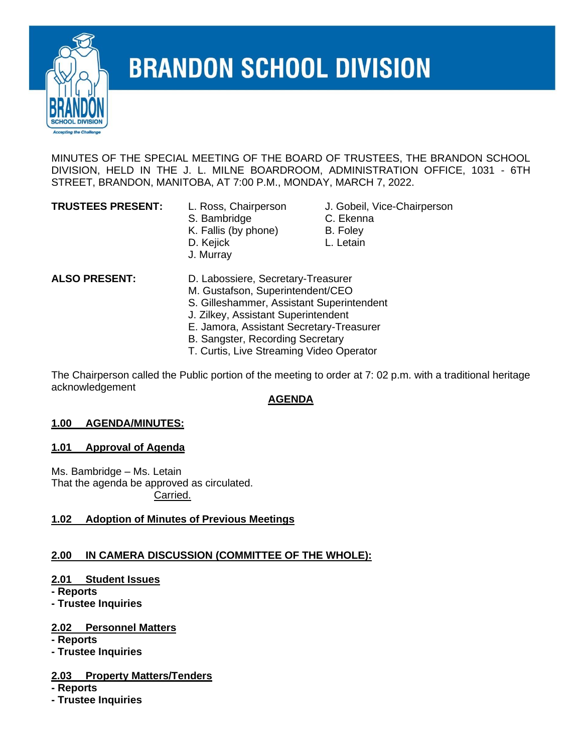# BRANDON SCHOOL DIVISION

MINUTES OF THE SPECIAL MEETING OF THE BOARD OF TRUSTEES, THE BRANDON SCHOOL DIVISION, HELD IN THE J. L. MILNE BOARDROOM, ADMINISTRATION OFFICE, 1031 - 6TH STREET, BRANDON, MANITOBA, AT 7:00 P.M., MONDAY, MARCH 7, 2022.

**TRUSTEES PRESENT:**

L. Ross, Chairperson
J. Gobeil, Vice-Chairperson
S. Bambridge
C. Ekenna
K. Fallis (by phone)
B. Foley
D. Kejick
L. Letain
J. Murray

**ALSO PRESENT:**

D. Labossiere, Secretary-Treasurer
M. Gustafson, Superintendent/CEO
S. Gilleshammer, Assistant Superintendent
J. Zilkey, Assistant Superintendent
E. Jamora, Assistant Secretary-Treasurer
B. Sangster, Recording Secretary
T. Curtis, Live Streaming Video Operator

The Chairperson called the Public portion of the meeting to order at 7: 02 p.m. with a traditional heritage acknowledgement

**AGENDA**

## 1.00 AGENDA/MINUTES:

### 1.01 Approval of Agenda

Ms. Bambridge – Ms. Letain
That the agenda be approved as circulated.
Carried.

### 1.02 Adoption of Minutes of Previous Meetings

## 2.00 IN CAMERA DISCUSSION (COMMITTEE OF THE WHOLE):

### 2.01 Student Issues

**- Reports**
**- Trustee Inquiries**

### 2.02 Personnel Matters

**- Reports**
**- Trustee Inquiries**

### 2.03 Property Matters/Tenders

**- Reports**
**- Trustee Inquiries**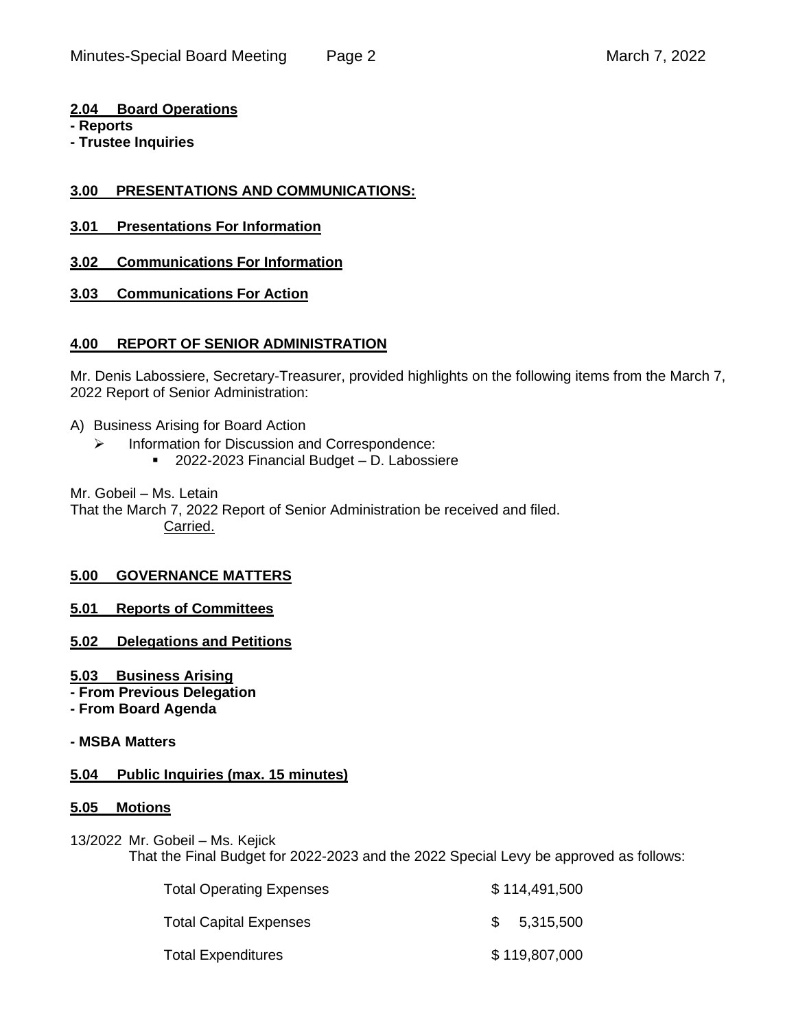**2.04 Board Operations**
**- Reports**
**- Trustee Inquiries**

**3.00 PRESENTATIONS AND COMMUNICATIONS:**

**3.01 Presentations For Information**

**3.02 Communications For Information**

**3.03 Communications For Action**

**4.00 REPORT OF SENIOR ADMINISTRATION**

Mr. Denis Labossiere, Secretary-Treasurer, provided highlights on the following items from the March 7, 2022 Report of Senior Administration:

A) Business Arising for Board Action
- Information for Discussion and Correspondence:
  - 2022-2023 Financial Budget – D. Labossiere

Mr. Gobeil – Ms. Letain
That the March 7, 2022 Report of Senior Administration be received and filed.
Carried.

**5.00 GOVERNANCE MATTERS**

**5.01 Reports of Committees**

**5.02 Delegations and Petitions**

**5.03 Business Arising**
**- From Previous Delegation**
**- From Board Agenda**

**- MSBA Matters**

**5.04 Public Inquiries (max. 15 minutes)**

**5.05 Motions**

13/2022 Mr. Gobeil – Ms. Kejick
That the Final Budget for 2022-2023 and the 2022 Special Levy be approved as follows:

| | |
|---|---|
| Total Operating Expenses | $ 114,491,500 |
| Total Capital Expenses | $ 5,315,500 |
| Total Expenditures | $ 119,807,000 |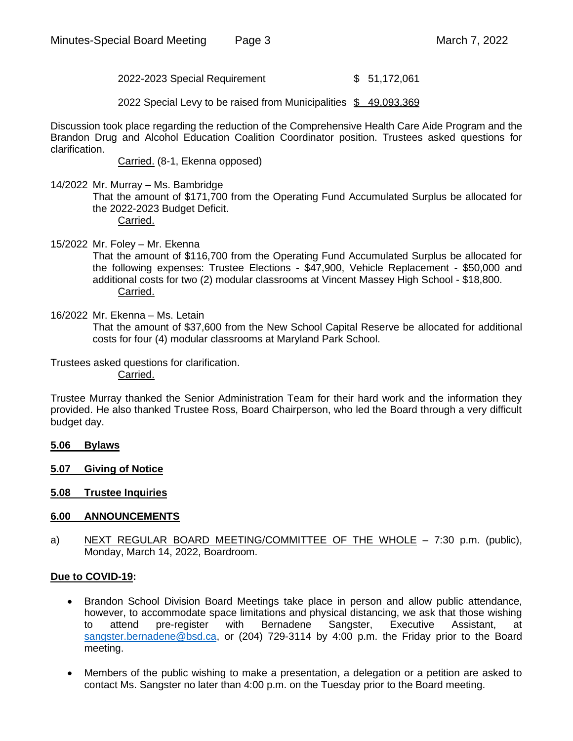| | |
|---|---|
| 2022-2023 Special Requirement | $ 51,172,061 |
| 2022 Special Levy to be raised from Municipalities | $ 49,093,369 |

Discussion took place regarding the reduction of the Comprehensive Health Care Aide Program and the Brandon Drug and Alcohol Education Coalition Coordinator position. Trustees asked questions for clarification.

Carried. (8-1, Ekenna opposed)

14/2022 Mr. Murray – Ms. Bambridge

That the amount of $171,700 from the Operating Fund Accumulated Surplus be allocated for the 2022-2023 Budget Deficit.

Carried.

15/2022 Mr. Foley – Mr. Ekenna

That the amount of $116,700 from the Operating Fund Accumulated Surplus be allocated for the following expenses: Trustee Elections - $47,900, Vehicle Replacement - $50,000 and additional costs for two (2) modular classrooms at Vincent Massey High School - $18,800.

Carried.

16/2022 Mr. Ekenna – Ms. Letain

That the amount of $37,600 from the New School Capital Reserve be allocated for additional costs for four (4) modular classrooms at Maryland Park School.

Trustees asked questions for clarification.

Carried.

Trustee Murray thanked the Senior Administration Team for their hard work and the information they provided. He also thanked Trustee Ross, Board Chairperson, who led the Board through a very difficult budget day.

## 5.06 Bylaws

## 5.07 Giving of Notice

## 5.08 Trustee Inquiries

## 6.00 ANNOUNCEMENTS

a) NEXT REGULAR BOARD MEETING/COMMITTEE OF THE WHOLE – 7:30 p.m. (public), Monday, March 14, 2022, Boardroom.

**Due to COVID-19:**

- Brandon School Division Board Meetings take place in person and allow public attendance, however, to accommodate space limitations and physical distancing, we ask that those wishing to attend pre-register with Bernadene Sangster, Executive Assistant, at sangster.bernadene@bsd.ca, or (204) 729-3114 by 4:00 p.m. the Friday prior to the Board meeting.
- Members of the public wishing to make a presentation, a delegation or a petition are asked to contact Ms. Sangster no later than 4:00 p.m. on the Tuesday prior to the Board meeting.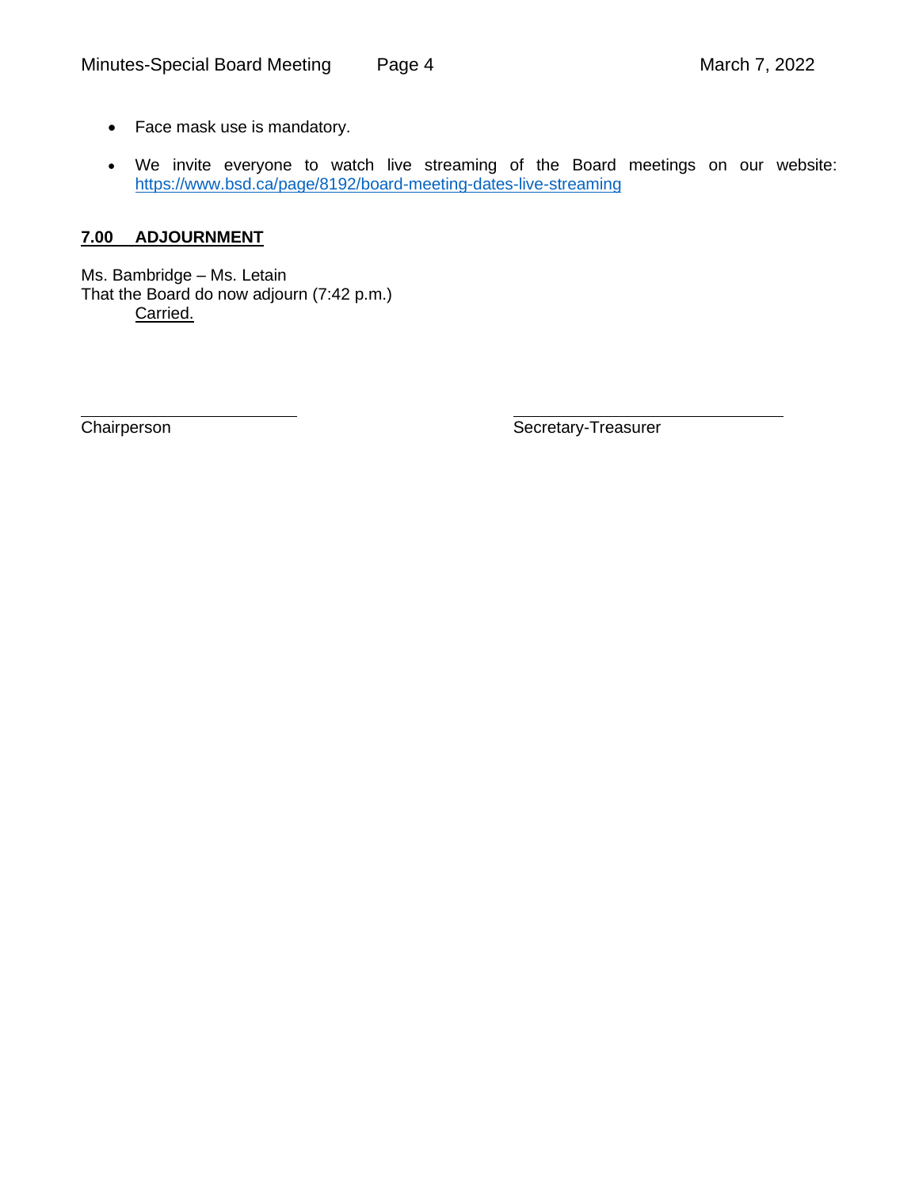- Face mask use is mandatory.
- We invite everyone to watch live streaming of the Board meetings on our website: https://www.bsd.ca/page/8192/board-meeting-dates-live-streaming

## 7.00 ADJOURNMENT

Ms. Bambridge – Ms. Letain
That the Board do now adjourn (7:42 p.m.)
Carried.

\_\_\_\_\_\_\_\_\_\_\_\_\_\_\_\_\_\_\_\_\_\_\_\_
Chairperson

\_\_\_\_\_\_\_\_\_\_\_\_\_\_\_\_\_\_\_\_\_\_\_\_
Secretary-Treasurer